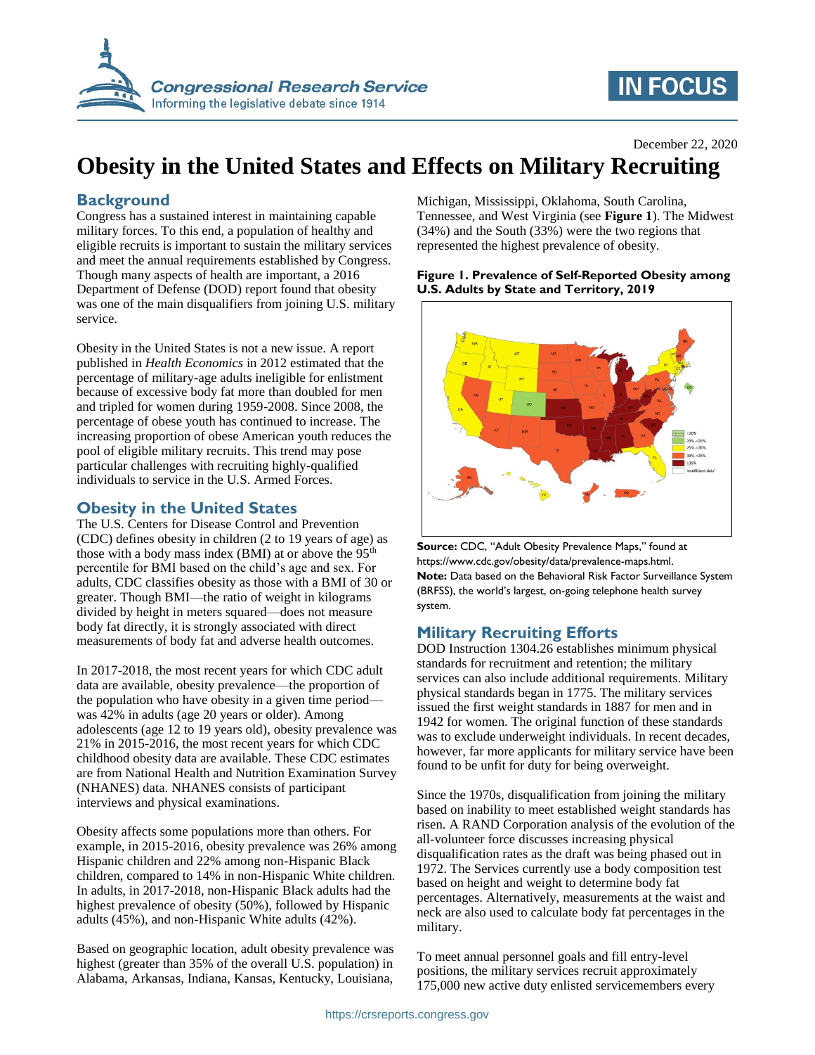December 22, 2020

# Obesity in the United States and Effects on Military Recruiting

## Background

Congress has a sustained interest in maintaining capable military forces. To this end, a population of healthy and eligible recruits is important to sustain the military services and meet the annual requirements established by Congress. Though many aspects of health are important, a 2016 Department of Defense (DOD) report found that obesity was one of the main disqualifiers from joining U.S. military service.

Obesity in the United States is not a new issue. A report published in *Health Economics* in 2012 estimated that the percentage of military-age adults ineligible for enlistment because of excessive body fat more than doubled for men and tripled for women during 1959-2008. Since 2008, the percentage of obese youth has continued to increase. The increasing proportion of obese American youth reduces the pool of eligible military recruits. This trend may pose particular challenges with recruiting highly-qualified individuals to service in the U.S. Armed Forces.

## Obesity in the United States

The U.S. Centers for Disease Control and Prevention (CDC) defines obesity in children (2 to 19 years of age) as those with a body mass index (BMI) at or above the 95th percentile for BMI based on the child's age and sex. For adults, CDC classifies obesity as those with a BMI of 30 or greater. Though BMI—the ratio of weight in kilograms divided by height in meters squared—does not measure body fat directly, it is strongly associated with direct measurements of body fat and adverse health outcomes.

In 2017-2018, the most recent years for which CDC adult data are available, obesity prevalence—the proportion of the population who have obesity in a given time period—was 42% in adults (age 20 years or older). Among adolescents (age 12 to 19 years old), obesity prevalence was 21% in 2015-2016, the most recent years for which CDC childhood obesity data are available. These CDC estimates are from National Health and Nutrition Examination Survey (NHANES) data. NHANES consists of participant interviews and physical examinations.

Obesity affects some populations more than others. For example, in 2015-2016, obesity prevalence was 26% among Hispanic children and 22% among non-Hispanic Black children, compared to 14% in non-Hispanic White children. In adults, in 2017-2018, non-Hispanic Black adults had the highest prevalence of obesity (50%), followed by Hispanic adults (45%), and non-Hispanic White adults (42%).

Based on geographic location, adult obesity prevalence was highest (greater than 35% of the overall U.S. population) in Alabama, Arkansas, Indiana, Kansas, Kentucky, Louisiana, Michigan, Mississippi, Oklahoma, South Carolina, Tennessee, and West Virginia (see **Figure 1**). The Midwest (34%) and the South (33%) were the two regions that represented the highest prevalence of obesity.

**Figure 1. Prevalence of Self-Reported Obesity among U.S. Adults by State and Territory, 2019**

**Source:** CDC, "Adult Obesity Prevalence Maps," found at https://www.cdc.gov/obesity/data/prevalence-maps.html.

**Note:** Data based on the Behavioral Risk Factor Surveillance System (BRFSS), the world's largest, on-going telephone health survey system.

## Military Recruiting Efforts

DOD Instruction 1304.26 establishes minimum physical standards for recruitment and retention; the military services can also include additional requirements. Military physical standards began in 1775. The military services issued the first weight standards in 1887 for men and in 1942 for women. The original function of these standards was to exclude underweight individuals. In recent decades, however, far more applicants for military service have been found to be unfit for duty for being overweight.

Since the 1970s, disqualification from joining the military based on inability to meet established weight standards has risen. A RAND Corporation analysis of the evolution of the all-volunteer force discusses increasing physical disqualification rates as the draft was being phased out in 1972. The Services currently use a body composition test based on height and weight to determine body fat percentages. Alternatively, measurements at the waist and neck are also used to calculate body fat percentages in the military.

To meet annual personnel goals and fill entry-level positions, the military services recruit approximately 175,000 new active duty enlisted servicemembers every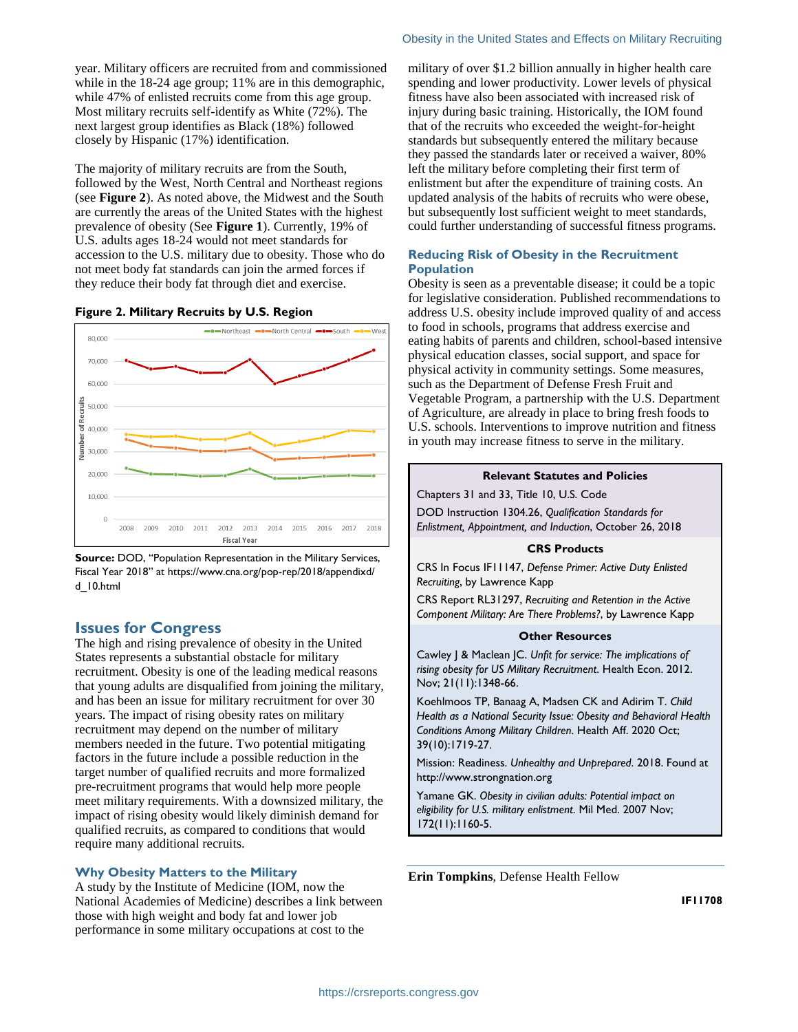year. Military officers are recruited from and commissioned while in the 18-24 age group; 11% are in this demographic, while 47% of enlisted recruits come from this age group. Most military recruits self-identify as White (72%). The next largest group identifies as Black (18%) followed closely by Hispanic (17%) identification.

The majority of military recruits are from the South, followed by the West, North Central and Northeast regions (see **Figure 2**). As noted above, the Midwest and the South are currently the areas of the United States with the highest prevalence of obesity (See **Figure 1**). Currently, 19% of U.S. adults ages 18-24 would not meet standards for accession to the U.S. military due to obesity. Those who do not meet body fat standards can join the armed forces if they reduce their body fat through diet and exercise.

**Figure 2. Military Recruits by U.S. Region**

**Source:** DOD, "Population Representation in the Military Services, Fiscal Year 2018" at https://www.cna.org/pop-rep/2018/appendixd/d_10.html

## Issues for Congress

The high and rising prevalence of obesity in the United States represents a substantial obstacle for military recruitment. Obesity is one of the leading medical reasons that young adults are disqualified from joining the military, and has been an issue for military recruitment for over 30 years. The impact of rising obesity rates on military recruitment may depend on the number of military members needed in the future. Two potential mitigating factors in the future include a possible reduction in the target number of qualified recruits and more formalized pre-recruitment programs that would help more people meet military requirements. With a downsized military, the impact of rising obesity would likely diminish demand for qualified recruits, as compared to conditions that would require many additional recruits.

### Why Obesity Matters to the Military

A study by the Institute of Medicine (IOM, now the National Academies of Medicine) describes a link between those with high weight and body fat and lower job performance in some military occupations at cost to the military of over $1.2 billion annually in higher health care spending and lower productivity. Lower levels of physical fitness have also been associated with increased risk of injury during basic training. Historically, the IOM found that of the recruits who exceeded the weight-for-height standards but subsequently entered the military because they passed the standards later or received a waiver, 80% left the military before completing their first term of enlistment but after the expenditure of training costs. An updated analysis of the habits of recruits who were obese, but subsequently lost sufficient weight to meet standards, could further understanding of successful fitness programs.

### Reducing Risk of Obesity in the Recruitment Population

Obesity is seen as a preventable disease; it could be a topic for legislative consideration. Published recommendations to address U.S. obesity include improved quality of and access to food in schools, programs that address exercise and eating habits of parents and children, school-based intensive physical education classes, social support, and space for physical activity in community settings. Some measures, such as the Department of Defense Fresh Fruit and Vegetable Program, a partnership with the U.S. Department of Agriculture, are already in place to bring fresh foods to U.S. schools. Interventions to improve nutrition and fitness in youth may increase fitness to serve in the military.

**Relevant Statutes and Policies**

Chapters 31 and 33, Title 10, U.S. Code

DOD Instruction 1304.26, *Qualification Standards for Enlistment, Appointment, and Induction*, October 26, 2018

**CRS Products**

CRS In Focus IF11147, *Defense Primer: Active Duty Enlisted Recruiting*, by Lawrence Kapp

CRS Report RL31297, *Recruiting and Retention in the Active Component Military: Are There Problems?*, by Lawrence Kapp

**Other Resources**

Cawley J & Maclean JC. *Unfit for service: The implications of rising obesity for US Military Recruitment.* Health Econ. 2012. Nov; 21(11):1348-66.

Koehlmoos TP, Banaag A, Madsen CK and Adirim T. *Child Health as a National Security Issue: Obesity and Behavioral Health Conditions Among Military Children.* Health Aff. 2020 Oct; 39(10):1719-27.

Mission: Readiness. *Unhealthy and Unprepared*. 2018. Found at http://www.strongnation.org

Yamane GK. *Obesity in civilian adults: Potential impact on eligibility for U.S. military enlistment.* Mil Med. 2007 Nov; 172(11):1160-5.

**Erin Tompkins**, Defense Health Fellow

IF11708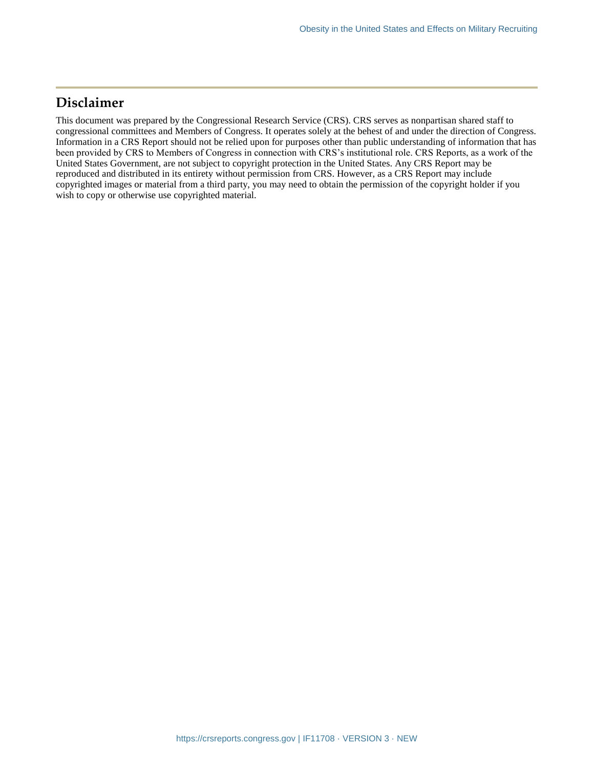## Disclaimer

This document was prepared by the Congressional Research Service (CRS). CRS serves as nonpartisan shared staff to congressional committees and Members of Congress. It operates solely at the behest of and under the direction of Congress. Information in a CRS Report should not be relied upon for purposes other than public understanding of information that has been provided by CRS to Members of Congress in connection with CRS's institutional role. CRS Reports, as a work of the United States Government, are not subject to copyright protection in the United States. Any CRS Report may be reproduced and distributed in its entirety without permission from CRS. However, as a CRS Report may include copyrighted images or material from a third party, you may need to obtain the permission of the copyright holder if you wish to copy or otherwise use copyrighted material.